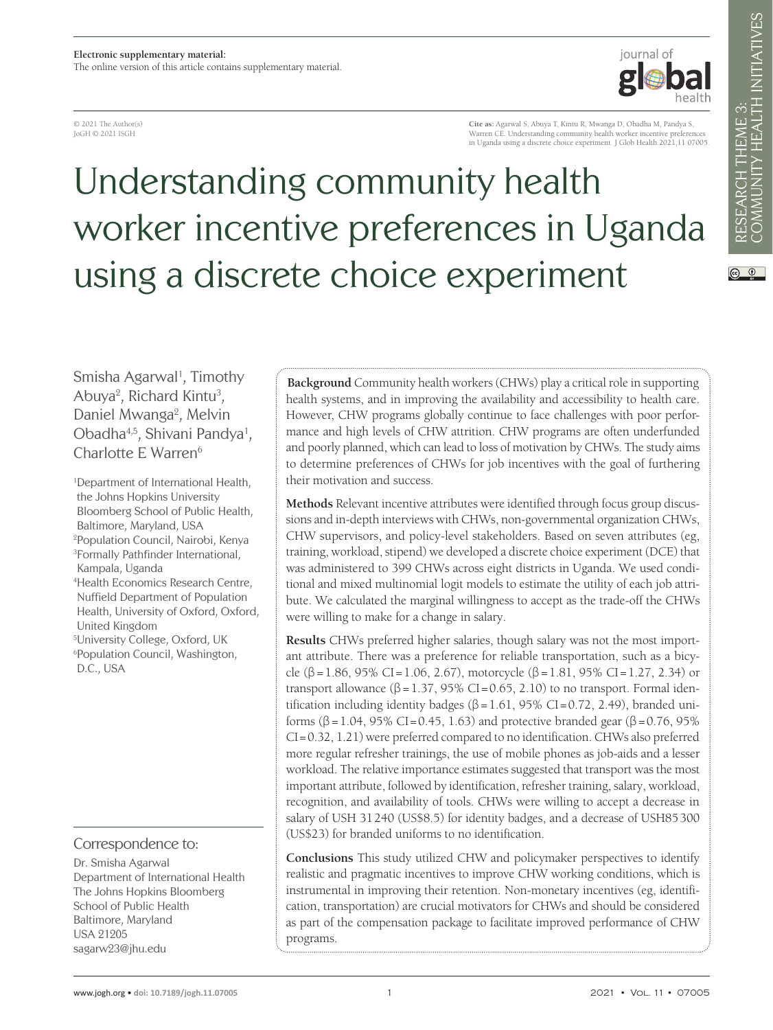Electronic supplementary material:
The online version of this article contains supplementary material.

© 2021 The Author(s)
JoGH © 2021 ISGH

**Cite as:** Agarwal S, Abuya T, Kintu R, Mwanga D, Obadha M, Pandya S, Warren CE. Understanding community health worker incentive preferences in Uganda using a discrete choice experiment. J Glob Health 2021;11:07005.

RESEARCH THEME 3: COMMUNITY HEALTH INITIATIVES

# Understanding community health worker incentive preferences in Uganda using a discrete choice experiment

Smisha Agarwal[1], Timothy Abuya[2], Richard Kintu[3], Daniel Mwanga[2], Melvin Obadha[4,5], Shivani Pandya[1], Charlotte E Warren[6]

[1]Department of International Health, the Johns Hopkins University Bloomberg School of Public Health, Baltimore, Maryland, USA
[2]Population Council, Nairobi, Kenya
[3]Formally Pathfinder International, Kampala, Uganda
[4]Health Economics Research Centre, Nuffield Department of Population Health, University of Oxford, Oxford, United Kingdom
[5]University College, Oxford, UK
[6]Population Council, Washington, D.C., USA

**Background** Community health workers (CHWs) play a critical role in supporting health systems, and in improving the availability and accessibility to health care. However, CHW programs globally continue to face challenges with poor performance and high levels of CHW attrition. CHW programs are often underfunded and poorly planned, which can lead to loss of motivation by CHWs. The study aims to determine preferences of CHWs for job incentives with the goal of furthering their motivation and success.

**Methods** Relevant incentive attributes were identified through focus group discussions and in-depth interviews with CHWs, non-governmental organization CHWs, CHW supervisors, and policy-level stakeholders. Based on seven attributes (eg, training, workload, stipend) we developed a discrete choice experiment (DCE) that was administered to 399 CHWs across eight districts in Uganda. We used conditional and mixed multinomial logit models to estimate the utility of each job attribute. We calculated the marginal willingness to accept as the trade-off the CHWs were willing to make for a change in salary.

**Results** CHWs preferred higher salaries, though salary was not the most important attribute. There was a preference for reliable transportation, such as a bicycle ($\beta = 1.86$, 95% CI = 1.06, 2.67), motorcycle ($\beta = 1.81$, 95% CI = 1.27, 2.34) or transport allowance ($\beta = 1.37$, 95% CI = 0.65, 2.10) to no transport. Formal identification including identity badges ($\beta = 1.61$, 95% CI = 0.72, 2.49), branded uniforms ($\beta = 1.04$, 95% CI = 0.45, 1.63) and protective branded gear ($\beta = 0.76$, 95% CI = 0.32, 1.21) were preferred compared to no identification. CHWs also preferred more regular refresher trainings, the use of mobile phones as job-aids and a lesser workload. The relative importance estimates suggested that transport was the most important attribute, followed by identification, refresher training, salary, workload, recognition, and availability of tools. CHWs were willing to accept a decrease in salary of USH 31 240 (US$8.5) for identity badges, and a decrease of USH85 300 (US$23) for branded uniforms to no identification.

**Conclusions** This study utilized CHW and policymaker perspectives to identify realistic and pragmatic incentives to improve CHW working conditions, which is instrumental in improving their retention. Non-monetary incentives (eg, identification, transportation) are crucial motivators for CHWs and should be considered as part of the compensation package to facilitate improved performance of CHW programs.

Correspondence to:

Dr. Smisha Agarwal
Department of International Health
The Johns Hopkins Bloomberg School of Public Health
Baltimore, Maryland
USA 21205
sagarw23@jhu.edu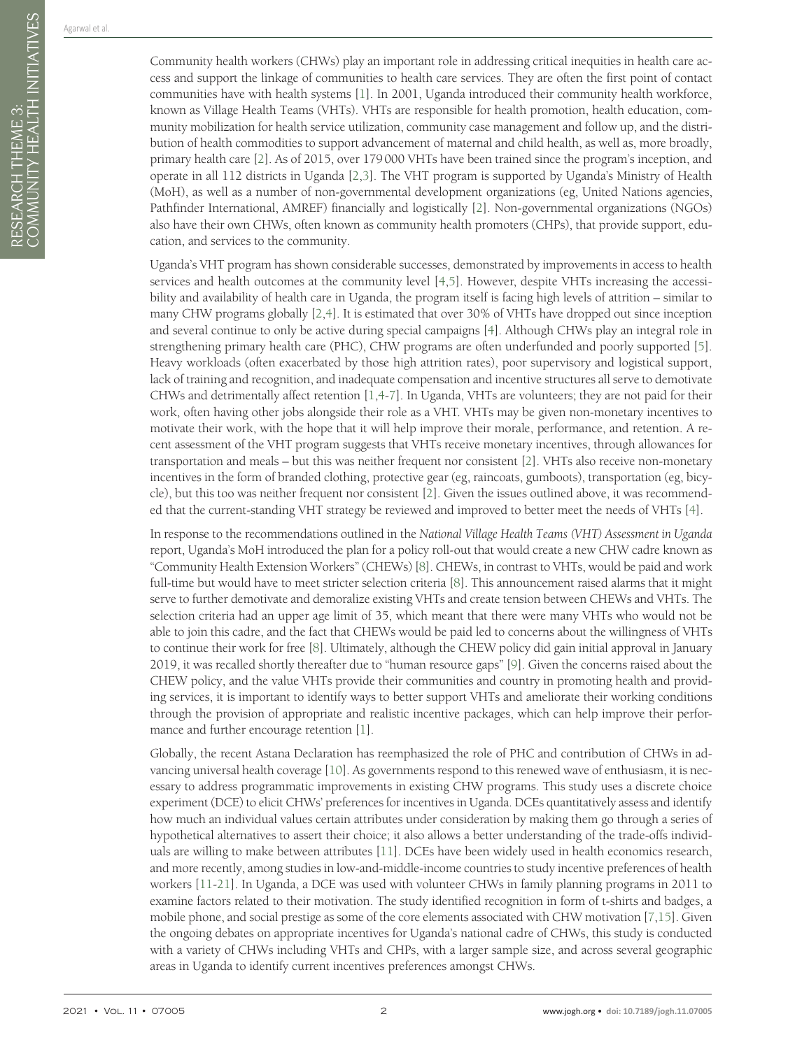Community health workers (CHWs) play an important role in addressing critical inequities in health care access and support the linkage of communities to health care services. They are often the first point of contact communities have with health systems [1]. In 2001, Uganda introduced their community health workforce, known as Village Health Teams (VHTs). VHTs are responsible for health promotion, health education, community mobilization for health service utilization, community case management and follow up, and the distribution of health commodities to support advancement of maternal and child health, as well as, more broadly, primary health care [2]. As of 2015, over 179 000 VHTs have been trained since the program's inception, and operate in all 112 districts in Uganda [2,3]. The VHT program is supported by Uganda's Ministry of Health (MoH), as well as a number of non-governmental development organizations (eg, United Nations agencies, Pathfinder International, AMREF) financially and logistically [2]. Non-governmental organizations (NGOs) also have their own CHWs, often known as community health promoters (CHPs), that provide support, education, and services to the community.

Uganda's VHT program has shown considerable successes, demonstrated by improvements in access to health services and health outcomes at the community level [4,5]. However, despite VHTs increasing the accessibility and availability of health care in Uganda, the program itself is facing high levels of attrition – similar to many CHW programs globally [2,4]. It is estimated that over 30% of VHTs have dropped out since inception and several continue to only be active during special campaigns [4]. Although CHWs play an integral role in strengthening primary health care (PHC), CHW programs are often underfunded and poorly supported [5]. Heavy workloads (often exacerbated by those high attrition rates), poor supervisory and logistical support, lack of training and recognition, and inadequate compensation and incentive structures all serve to demotivate CHWs and detrimentally affect retention [1,4-7]. In Uganda, VHTs are volunteers; they are not paid for their work, often having other jobs alongside their role as a VHT. VHTs may be given non-monetary incentives to motivate their work, with the hope that it will help improve their morale, performance, and retention. A recent assessment of the VHT program suggests that VHTs receive monetary incentives, through allowances for transportation and meals – but this was neither frequent nor consistent [2]. VHTs also receive non-monetary incentives in the form of branded clothing, protective gear (eg, raincoats, gumboots), transportation (eg, bicycle), but this too was neither frequent nor consistent [2]. Given the issues outlined above, it was recommended that the current-standing VHT strategy be reviewed and improved to better meet the needs of VHTs [4].

In response to the recommendations outlined in the *National Village Health Teams (VHT) Assessment in Uganda* report, Uganda's MoH introduced the plan for a policy roll-out that would create a new CHW cadre known as "Community Health Extension Workers" (CHEWs) [8]. CHEWs, in contrast to VHTs, would be paid and work full-time but would have to meet stricter selection criteria [8]. This announcement raised alarms that it might serve to further demotivate and demoralize existing VHTs and create tension between CHEWs and VHTs. The selection criteria had an upper age limit of 35, which meant that there were many VHTs who would not be able to join this cadre, and the fact that CHEWs would be paid led to concerns about the willingness of VHTs to continue their work for free [8]. Ultimately, although the CHEW policy did gain initial approval in January 2019, it was recalled shortly thereafter due to "human resource gaps" [9]. Given the concerns raised about the CHEW policy, and the value VHTs provide their communities and country in promoting health and providing services, it is important to identify ways to better support VHTs and ameliorate their working conditions through the provision of appropriate and realistic incentive packages, which can help improve their performance and further encourage retention [1].

Globally, the recent Astana Declaration has reemphasized the role of PHC and contribution of CHWs in advancing universal health coverage [10]. As governments respond to this renewed wave of enthusiasm, it is necessary to address programmatic improvements in existing CHW programs. This study uses a discrete choice experiment (DCE) to elicit CHWs' preferences for incentives in Uganda. DCEs quantitatively assess and identify how much an individual values certain attributes under consideration by making them go through a series of hypothetical alternatives to assert their choice; it also allows a better understanding of the trade-offs individuals are willing to make between attributes [11]. DCEs have been widely used in health economics research, and more recently, among studies in low-and-middle-income countries to study incentive preferences of health workers [11-21]. In Uganda, a DCE was used with volunteer CHWs in family planning programs in 2011 to examine factors related to their motivation. The study identified recognition in form of t-shirts and badges, a mobile phone, and social prestige as some of the core elements associated with CHW motivation [7,15]. Given the ongoing debates on appropriate incentives for Uganda's national cadre of CHWs, this study is conducted with a variety of CHWs including VHTs and CHPs, with a larger sample size, and across several geographic areas in Uganda to identify current incentives preferences amongst CHWs.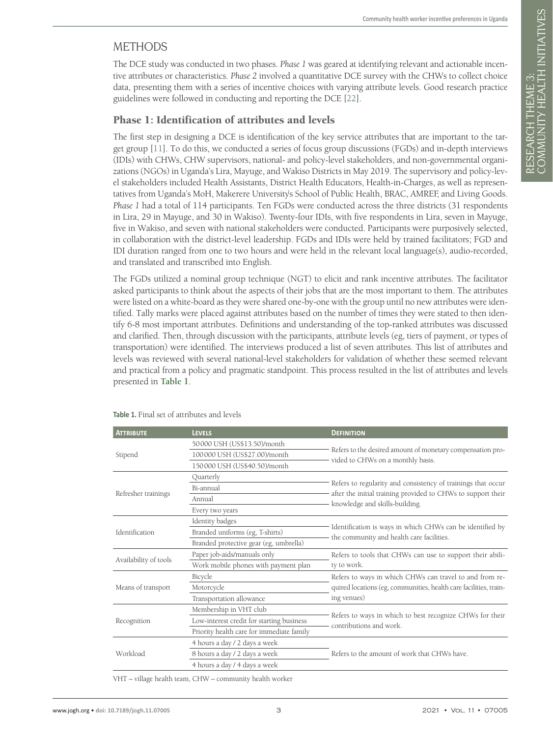# METHODS

The DCE study was conducted in two phases. *Phase 1* was geared at identifying relevant and actionable incentive attributes or characteristics. *Phase 2* involved a quantitative DCE survey with the CHWs to collect choice data, presenting them with a series of incentive choices with varying attribute levels. Good research practice guidelines were followed in conducting and reporting the DCE [22].

## Phase 1: Identification of attributes and levels

The first step in designing a DCE is identification of the key service attributes that are important to the target group [11]. To do this, we conducted a series of focus group discussions (FGDs) and in-depth interviews (IDIs) with CHWs, CHW supervisors, national- and policy-level stakeholders, and non-governmental organizations (NGOs) in Uganda's Lira, Mayuge, and Wakiso Districts in May 2019. The supervisory and policy-level stakeholders included Health Assistants, District Health Educators, Health-in-Charges, as well as representatives from Uganda's MoH, Makerere University's School of Public Health, BRAC, AMREF, and Living Goods. *Phase 1* had a total of 114 participants. Ten FGDs were conducted across the three districts (31 respondents in Lira, 29 in Mayuge, and 30 in Wakiso). Twenty-four IDIs, with five respondents in Lira, seven in Mayuge, five in Wakiso, and seven with national stakeholders were conducted. Participants were purposively selected, in collaboration with the district-level leadership. FGDs and IDIs were held by trained facilitators; FGD and IDI duration ranged from one to two hours and were held in the relevant local language(s), audio-recorded, and translated and transcribed into English.

The FGDs utilized a nominal group technique (NGT) to elicit and rank incentive attributes. The facilitator asked participants to think about the aspects of their jobs that are the most important to them. The attributes were listed on a white-board as they were shared one-by-one with the group until no new attributes were identified. Tally marks were placed against attributes based on the number of times they were stated to then identify 6-8 most important attributes. Definitions and understanding of the top-ranked attributes was discussed and clarified. Then, through discussion with the participants, attribute levels (eg, tiers of payment, or types of transportation) were identified. The interviews produced a list of seven attributes. This list of attributes and levels was reviewed with several national-level stakeholders for validation of whether these seemed relevant and practical from a policy and pragmatic standpoint. This process resulted in the list of attributes and levels presented in **Table 1**.

**Table 1.** Final set of attributes and levels

| Attribute | Levels | Definition |
|---|---|---|
| Stipend | 50000 USH (US$13.50)/month | Refers to the desired amount of monetary compensation provided to CHWs on a monthly basis. |
| | 100000 USH (US$27.00)/month | |
| | 150000 USH (US$40.50)/month | |
| Refresher trainings | Quarterly | Refers to regularity and consistency of trainings that occur after the initial training provided to CHWs to support their knowledge and skills-building. |
| | Bi-annual | |
| | Annual | |
| | Every two years | |
| Identification | Identity badges | Identification is ways in which CHWs can be identified by the community and health care facilities. |
| | Branded uniforms (eg, T-shirts) | |
| | Branded protective gear (eg, umbrella) | |
| Availability of tools | Paper job-aids/manuals only | Refers to tools that CHWs can use to support their ability to work. |
| | Work mobile phones with payment plan | |
| Means of transport | Bicycle | Refers to ways in which CHWs can travel to and from required locations (eg, communities, health care facilities, training venues) |
| | Motorcycle | |
| | Transportation allowance | |
| Recognition | Membership in VHT club | Refers to ways in which to best recognize CHWs for their contributions and work. |
| | Low-interest credit for starting business | |
| | Priority health care for immediate family | |
| Workload | 4 hours a day / 2 days a week | Refers to the amount of work that CHWs have. |
| | 8 hours a day / 2 days a week | |
| | 4 hours a day / 4 days a week | |

VHT – village health team, CHW – community health worker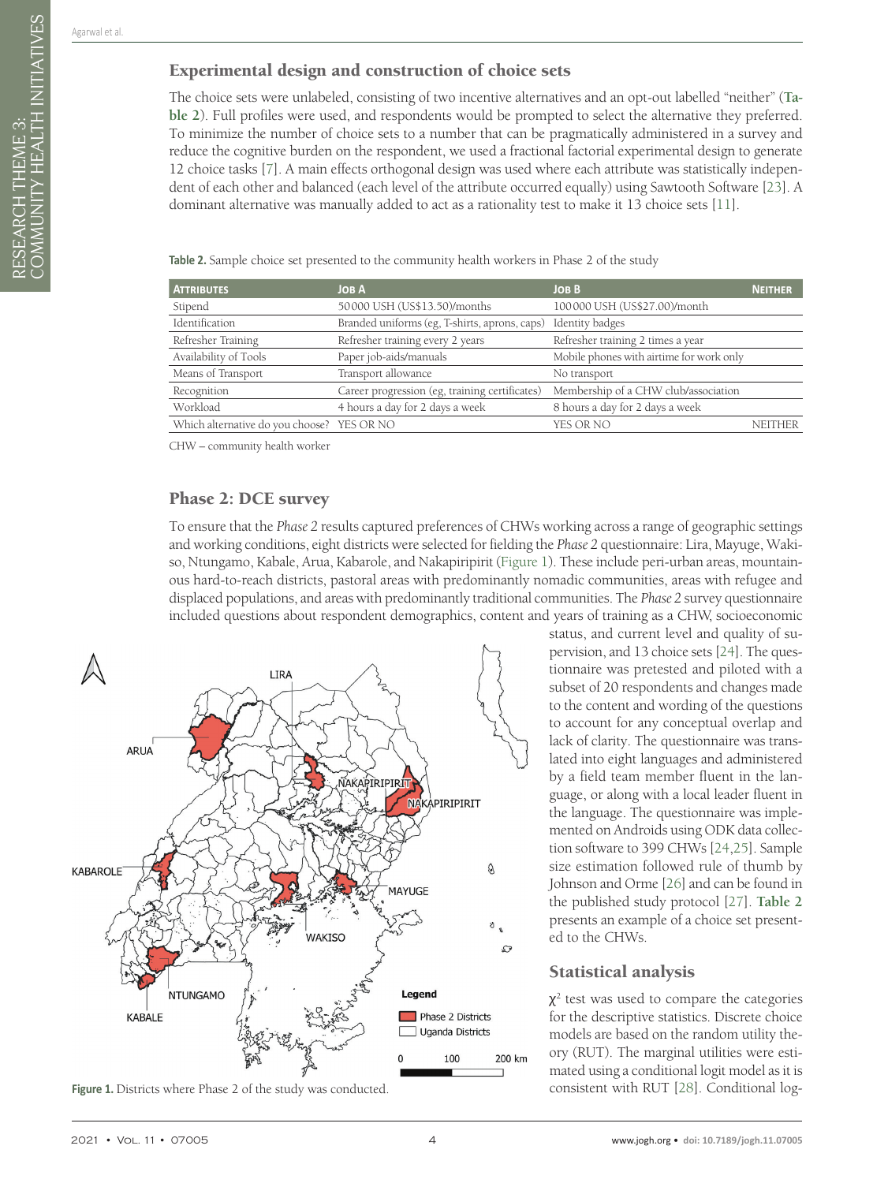## Experimental design and construction of choice sets

The choice sets were unlabeled, consisting of two incentive alternatives and an opt-out labelled "neither" (**Table 2**). Full profiles were used, and respondents would be prompted to select the alternative they preferred. To minimize the number of choice sets to a number that can be pragmatically administered in a survey and reduce the cognitive burden on the respondent, we used a fractional factorial experimental design to generate 12 choice tasks [7]. A main effects orthogonal design was used where each attribute was statistically independent of each other and balanced (each level of the attribute occurred equally) using Sawtooth Software [23]. A dominant alternative was manually added to act as a rationality test to make it 13 choice sets [11].

**Table 2.** Sample choice set presented to the community health workers in Phase 2 of the study

| Attributes | Job A | Job B | Neither |
|---|---|---|---|
| Stipend | 50 000 USH (US$13.50)/months | 100 000 USH (US$27.00)/month | |
| Identification | Branded uniforms (eg, T-shirts, aprons, caps) | Identity badges | |
| Refresher Training | Refresher training every 2 years | Refresher training 2 times a year | |
| Availability of Tools | Paper job-aids/manuals | Mobile phones with airtime for work only | |
| Means of Transport | Transport allowance | No transport | |
| Recognition | Career progression (eg, training certificates) | Membership of a CHW club/association | |
| Workload | 4 hours a day for 2 days a week | 8 hours a day for 2 days a week | |
| Which alternative do you choose? | YES OR NO | YES OR NO | NEITHER |

CHW – community health worker

## Phase 2: DCE survey

To ensure that the *Phase 2* results captured preferences of CHWs working across a range of geographic settings and working conditions, eight districts were selected for fielding the *Phase 2* questionnaire: Lira, Mayuge, Wakiso, Ntungamo, Kabale, Arua, Kabarole, and Nakapiripirit (Figure 1). These include peri-urban areas, mountainous hard-to-reach districts, pastoral areas with predominantly nomadic communities, areas with refugee and displaced populations, and areas with predominantly traditional communities. The *Phase 2* survey questionnaire included questions about respondent demographics, content and years of training as a CHW, socioeconomic status, and current level and quality of supervision, and 13 choice sets [24]. The questionnaire was pretested and piloted with a subset of 20 respondents and changes made to the content and wording of the questions to account for any conceptual overlap and lack of clarity. The questionnaire was translated into eight languages and administered by a field team member fluent in the language, or along with a local leader fluent in the language. The questionnaire was implemented on Androids using ODK data collection software to 399 CHWs [24,25]. Sample size estimation followed real rule of thumb by Johnson and Orme [26] and can be found in the published study protocol [27]. **Table 2** presents an example of a choice set presented to the CHWs.

**Figure 1.** Districts where Phase 2 of the study was conducted.

## Statistical analysis

$\chi^2$ test was used to compare the categories for the descriptive statistics. Discrete choice models are based on the random utility theory (RUT). The marginal utilities were estimated using a conditional logit model as it is consistent with RUT [28]. Conditional log-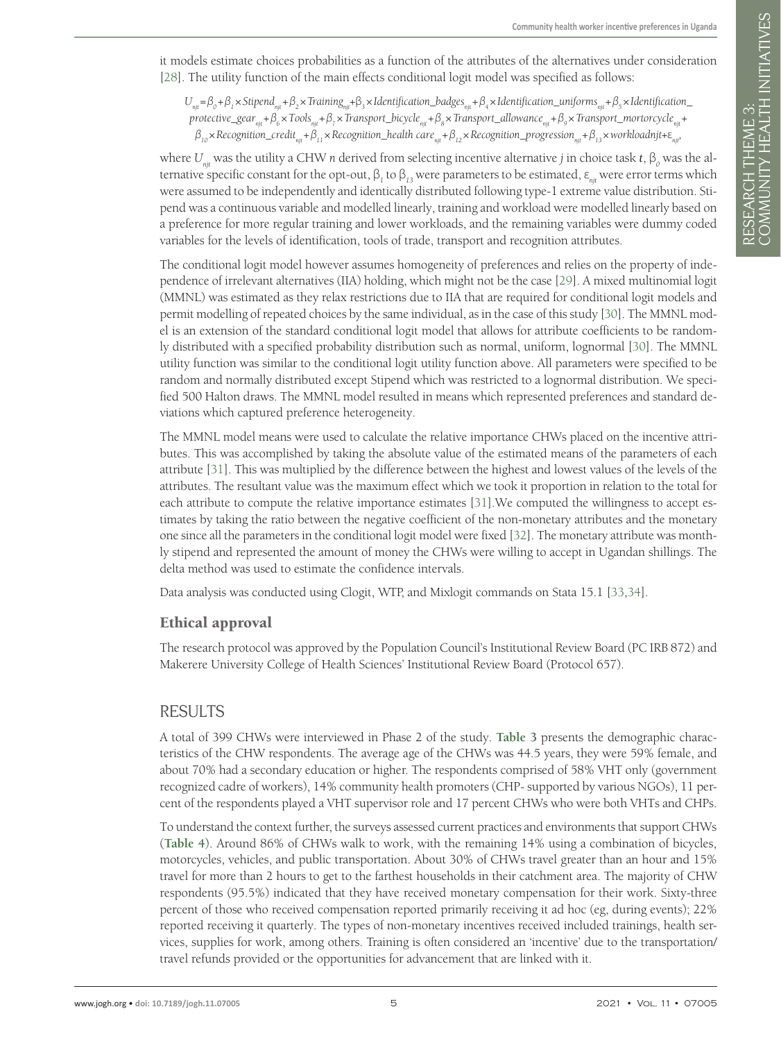it models estimate choices probabilities as a function of the attributes of the alternatives under consideration [28]. The utility function of the main effects conditional logit model was specified as follows:

$$U_{njt}=\beta_0+\beta_1\times Stipend_{njt}+\beta_2\times Training_{njt}+\beta_3\times Identification\_badges_{njt}+\beta_4\times Identification\_uniforms_{njt}+\beta_5\times Identification\_protective\_gear_{njt}+\beta_6\times Tools_{njt}+\beta_7\times Transport\_bicycle_{njt}+\beta_8\times Transport\_allowance_{njt}+\beta_9\times Transport\_mortorcycle_{njt}+\beta_{10}\times Recognition\_credit_{njt}+\beta_{11}\times Recognition\_health\ care_{njt}+\beta_{12}\times Recognition\_progression_{njt}+\beta_{13}\times workloadnjt+\varepsilon_{njt},$$

where $U_{njt}$ was the utility a CHW $n$ derived from selecting incentive alternative $j$ in choice task $t$, $\beta_0$ was the alternative specific constant for the opt-out, $\beta_1$ to $\beta_{13}$ were parameters to be estimated, $\varepsilon_{njt}$ were error terms which were assumed to be independently and identically distributed following type-1 extreme value distribution. Stipend was a continuous variable and modelled linearly, training and workload were modelled linearly based on a preference for more regular training and lower workloads, and the remaining variables were dummy coded variables for the levels of identification, tools of trade, transport and recognition attributes.

The conditional logit model however assumes homogeneity of preferences and relies on the property of independence of irrelevant alternatives (IIA) holding, which might not be the case [29]. A mixed multinomial logit (MMNL) was estimated as they relax restrictions due to IIA that are required for conditional logit models and permit modelling of repeated choices by the same individual, as in the case of this study [30]. The MMNL model is an extension of the standard conditional logit model that allows for attribute coefficients to be randomly distributed with a specified probability distribution such as normal, uniform, lognormal [30]. The MMNL utility function was similar to the conditional logit utility function above. All parameters were specified to be random and normally distributed except Stipend which was restricted to a lognormal distribution. We specified 500 Halton draws. The MMNL model resulted in means which represented preferences and standard deviations which captured preference heterogeneity.

The MMNL model means were used to calculate the relative importance CHWs placed on the incentive attributes. This was accomplished by taking the absolute value of the estimated means of the parameters of each attribute [31]. This was multiplied by the difference between the highest and lowest values of the levels of the attributes. The resultant value was the maximum effect which we took it proportion in relation to the total for each attribute to compute the relative importance estimates [31].We computed the willingness to accept estimates by taking the ratio between the negative coefficient of the non-monetary attributes and the monetary one since all the parameters in the conditional logit model were fixed [32]. The monetary attribute was monthly stipend and represented the amount of money the CHWs were willing to accept in Ugandan shillings. The delta method was used to estimate the confidence intervals.

Data analysis was conducted using Clogit, WTP, and Mixlogit commands on Stata 15.1 [33,34].

## Ethical approval

The research protocol was approved by the Population Council's Institutional Review Board (PC IRB 872) and Makerere University College of Health Sciences' Institutional Review Board (Protocol 657).

# RESULTS

A total of 399 CHWs were interviewed in Phase 2 of the study. **Table 3** presents the demographic characteristics of the CHW respondents. The average age of the CHWs was 44.5 years, they were 59% female, and about 70% had a secondary education or higher. The respondents comprised of 58% VHT only (government recognized cadre of workers), 14% community health promoters (CHP- supported by various NGOs), 11 percent of the respondents played a VHT supervisor role and 17 percent CHWs who were both VHTs and CHPs.

To understand the context further, the surveys assessed current practices and environments that support CHWs (**Table 4**). Around 86% of CHWs walk to work, with the remaining 14% using a combination of bicycles, motorcycles, vehicles, and public transportation. About 30% of CHWs travel greater than an hour and 15% travel for more than 2 hours to get to the farthest households in their catchment area. The majority of CHW respondents (95.5%) indicated that they have received monetary compensation for their work. Sixty-three percent of those who received compensation reported primarily receiving it ad hoc (eg, during events); 22% reported receiving it quarterly. The types of non-monetary incentives received included trainings, health services, supplies for work, among others. Training is often considered an 'incentive' due to the transportation/travel refunds provided or the opportunities for advancement that are linked with it.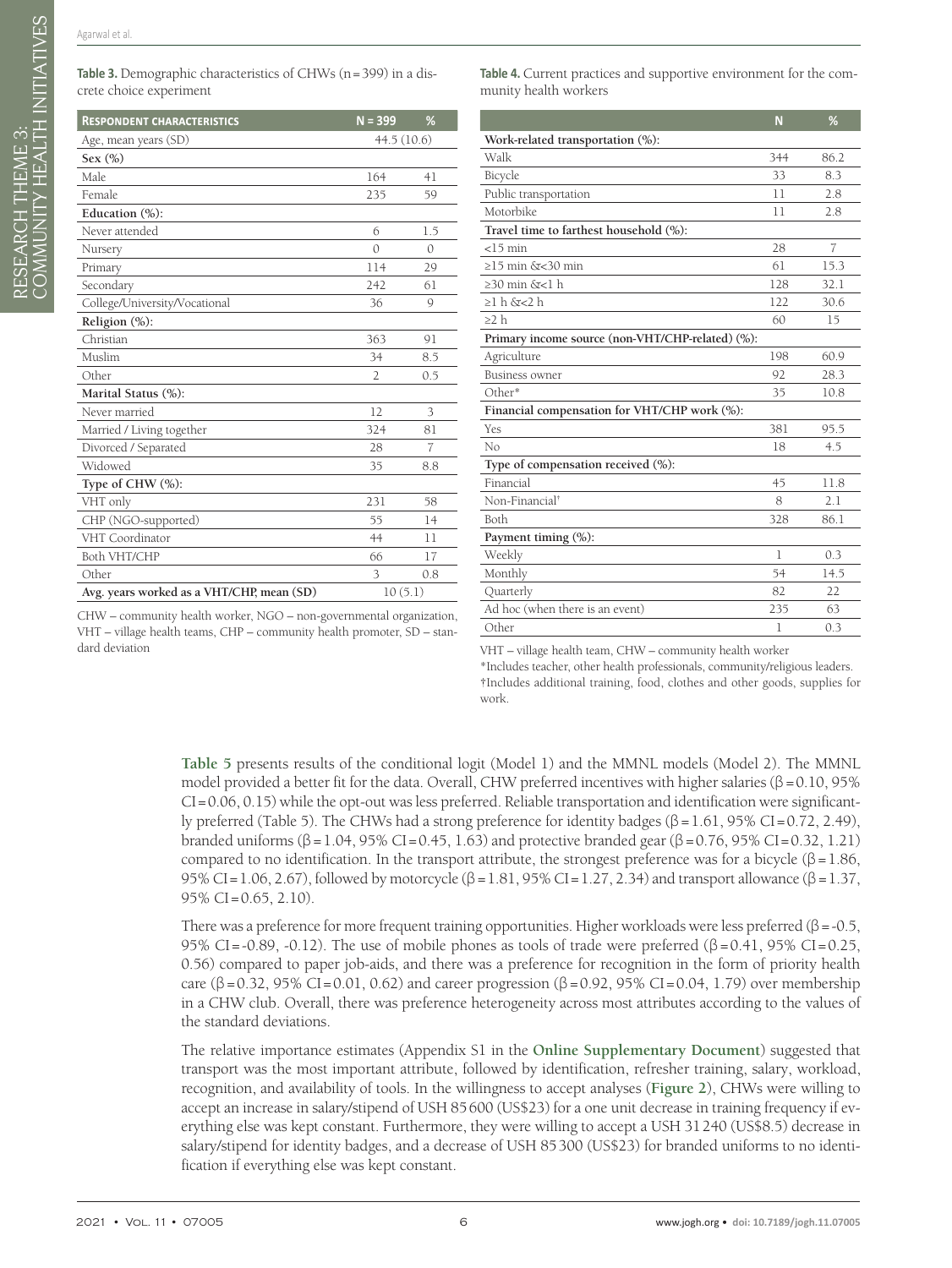**Table 3.** Demographic characteristics of CHWs (n = 399) in a discrete choice experiment

| Respondent characteristics | N = 399 | % |
|---|---|---|
| Age, mean years (SD) | 44.5 (10.6) | |
| **Sex (%)** | | |
| Male | 164 | 41 |
| Female | 235 | 59 |
| **Education (%):** | | |
| Never attended | 6 | 1.5 |
| Nursery | 0 | 0 |
| Primary | 114 | 29 |
| Secondary | 242 | 61 |
| College/University/Vocational | 36 | 9 |
| **Religion (%):** | | |
| Christian | 363 | 91 |
| Muslim | 34 | 8.5 |
| Other | 2 | 0.5 |
| **Marital Status (%):** | | |
| Never married | 12 | 3 |
| Married / Living together | 324 | 81 |
| Divorced / Separated | 28 | 7 |
| Widowed | 35 | 8.8 |
| **Type of CHW (%):** | | |
| VHT only | 231 | 58 |
| CHP (NGO-supported) | 55 | 14 |
| VHT Coordinator | 44 | 11 |
| Both VHT/CHP | 66 | 17 |
| Other | 3 | 0.8 |
| **Avg. years worked as a VHT/CHP, mean (SD)** | 10 (5.1) | |

CHW – community health worker, NGO – non-governmental organization, VHT – village health teams, CHP – community health promoter, SD – standard deviation

**Table 4.** Current practices and supportive environment for the community health workers

| | N | % |
|---|---|---|
| **Work-related transportation (%):** | | |
| Walk | 344 | 86.2 |
| Bicycle | 33 | 8.3 |
| Public transportation | 11 | 2.8 |
| Motorbike | 11 | 2.8 |
| **Travel time to farthest household (%):** | | |
| <15 min | 28 | 7 |
| ≥15 min &<30 min | 61 | 15.3 |
| ≥30 min &<1 h | 128 | 32.1 |
| ≥1 h &<2 h | 122 | 30.6 |
| ≥2 h | 60 | 15 |
| **Primary income source (non-VHT/CHP-related) (%):** | | |
| Agriculture | 198 | 60.9 |
| Business owner | 92 | 28.3 |
| Other* | 35 | 10.8 |
| **Financial compensation for VHT/CHP work (%):** | | |
| Yes | 381 | 95.5 |
| No | 18 | 4.5 |
| **Type of compensation received (%):** | | |
| Financial | 45 | 11.8 |
| Non-Financial† | 8 | 2.1 |
| Both | 328 | 86.1 |
| **Payment timing (%):** | | |
| Weekly | 1 | 0.3 |
| Monthly | 54 | 14.5 |
| Quarterly | 82 | 22 |
| Ad hoc (when there is an event) | 235 | 63 |
| Other | 1 | 0.3 |

VHT – village health team, CHW – community health worker
*Includes teacher, other health professionals, community/religious leaders.
†Includes additional training, food, clothes and other goods, supplies for work.

**Table 5** presents results of the conditional logit (Model 1) and the MMNL models (Model 2). The MMNL model provided a better fit for the data. Overall, CHW preferred incentives with higher salaries ($\beta = 0.10$, 95% CI = 0.06, 0.15) while the opt-out was less preferred. Reliable transportation and identification were significantly preferred (Table 5). The CHWs had a strong preference for identity badges ($\beta = 1.61$, 95% CI = 0.72, 2.49), branded uniforms ($\beta = 1.04$, 95% CI = 0.45, 1.63) and protective branded gear ($\beta = 0.76$, 95% CI = 0.32, 1.21) compared to no identification. In the transport attribute, the strongest preference was for a bicycle ($\beta = 1.86$, 95% CI = 1.06, 2.67), followed by motorcycle ($\beta = 1.81$, 95% CI = 1.27, 2.34) and transport allowance ($\beta = 1.37$, 95% CI = 0.65, 2.10).

There was a preference for more frequent training opportunities. Higher workloads were less preferred ($\beta = -0.5$, 95% CI = -0.89, -0.12). The use of mobile phones as tools of trade were preferred ($\beta = 0.41$, 95% CI = 0.25, 0.56) compared to paper job-aids, and there was a preference for recognition in the form of priority health care ($\beta = 0.32$, 95% CI = 0.01, 0.62) and career progression ($\beta = 0.92$, 95% CI = 0.04, 1.79) over membership in a CHW club. Overall, there was preference heterogeneity across most attributes according to the values of the standard deviations.

The relative importance estimates (Appendix S1 in the **Online Supplementary Document**) suggested that transport was the most important attribute, followed by identification, refresher training, salary, workload, recognition, and availability of tools. In the willingness to accept analyses (**Figure 2**), CHWs were willing to accept an increase in salary/stipend of USH 85 600 (US$23) for a one unit decrease in training frequency if everything else was kept constant. Furthermore, they were willing to accept a USH 31 240 (US$8.5) decrease in salary/stipend for identity badges, and a decrease of USH 85 300 (US$23) for branded uniforms to no identification if everything else was kept constant.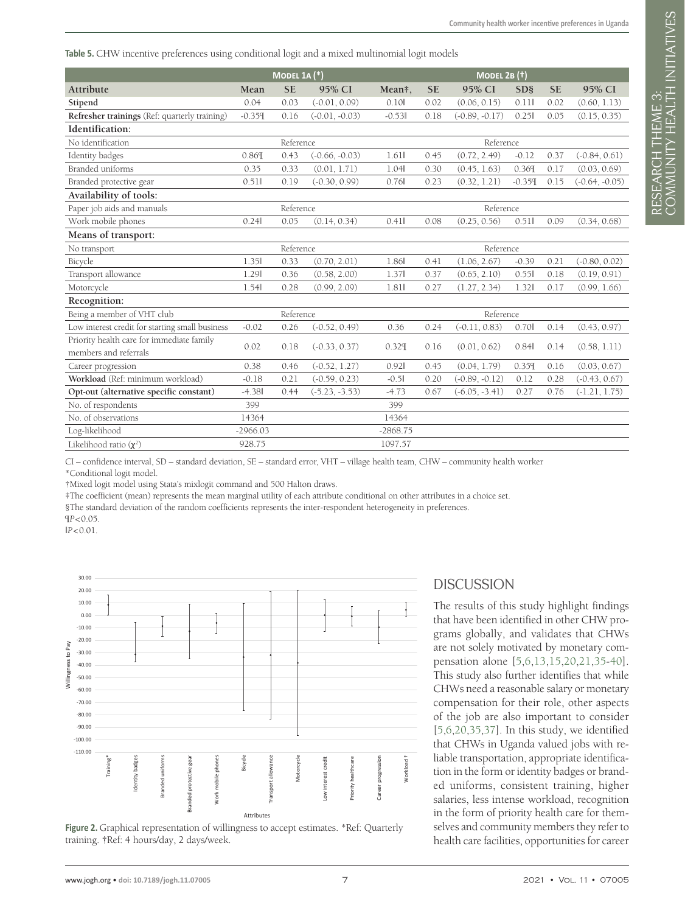**Table 5.** CHW incentive preferences using conditional logit and a mixed multinomial logit models

| | Model 1a (*) | | | Model 2b (†) | | | | | |
|---|---|---|---|---|---|---|---|---|---|
| **Attribute** | **Mean** | **SE** | **95% CI** | **Mean‡,** | **SE** | **95% CI** | **SD§** | **SE** | **95% CI** |
| **Stipend** | 0.04 | 0.03 | (-0.01, 0.09) | 0.10‖ | 0.02 | (0.06, 0.15) | 0.11‖ | 0.02 | (0.60, 1.13) |
| **Refresher trainings** (Ref: quarterly training) | -0.35¶ | 0.16 | (-0.01, -0.03) | -0.53‖ | 0.18 | (-0.89, -0.17) | 0.25‖ | 0.05 | (0.15, 0.35) |
| **Identification:** | | | | | | | | | |
| No identification | | Reference | | | | Reference | | | |
| Identity badges | 0.86¶ | 0.43 | (-0.66, -0.03) | 1.61‖ | 0.45 | (0.72, 2.49) | -0.12 | 0.37 | (-0.84, 0.61) |
| Branded uniforms | 0.35 | 0.33 | (0.01, 1.71) | 1.04‖ | 0.30 | (0.45, 1.63) | 0.36¶ | 0.17 | (0.03, 0.69) |
| Branded protective gear | 0.51‖ | 0.19 | (-0.30, 0.99) | 0.76‖ | 0.23 | (0.32, 1.21) | -0.35¶ | 0.15 | (-0.64, -0.05) |
| **Availability of tools:** | | | | | | | | | |
| Paper job aids and manuals | | Reference | | | | Reference | | | |
| Work mobile phones | 0.24‖ | 0.05 | (0.14, 0.34) | 0.41‖ | 0.08 | (0.25, 0.56) | 0.51‖ | 0.09 | (0.34, 0.68) |
| **Means of transport:** | | | | | | | | | |
| No transport | | Reference | | | | Reference | | | |
| Bicycle | 1.35‖ | 0.33 | (0.70, 2.01) | 1.86‖ | 0.41 | (1.06, 2.67) | -0.39 | 0.21 | (-0.80, 0.02) |
| Transport allowance | 1.29‖ | 0.36 | (0.58, 2.00) | 1.37‖ | 0.37 | (0.65, 2.10) | 0.55‖ | 0.18 | (0.19, 0.91) |
| Motorcycle | 1.54‖ | 0.28 | (0.99, 2.09) | 1.81‖ | 0.27 | (1.27, 2.34) | 1.32‖ | 0.17 | (0.99, 1.66) |
| **Recognition:** | | | | | | | | | |
| Being a member of VHT club | | Reference | | | | Reference | | | |
| Low interest credit for starting small business | -0.02 | 0.26 | (-0.52, 0.49) | 0.36 | 0.24 | (-0.11, 0.83) | 0.70‖ | 0.14 | (0.43, 0.97) |
| Priority health care for immediate family members and referrals | 0.02 | 0.18 | (-0.33, 0.37) | 0.32¶ | 0.16 | (0.01, 0.62) | 0.84‖ | 0.14 | (0.58, 1.11) |
| Career progression | 0.38 | 0.46 | (-0.52, 1.27) | 0.92‖ | 0.45 | (0.04, 1.79) | 0.35¶ | 0.16 | (0.03, 0.67) |
| **Workload** (Ref: minimum workload) | -0.18 | 0.21 | (-0.59, 0.23) | -0.51 | 0.20 | (-0.89, -0.12) | 0.12 | 0.28 | (-0.43, 0.67) |
| **Opt-out (alternative specific constant)** | -4.38‖ | 0.44 | (-5.23, -3.53) | -4.73 | 0.67 | (-6.05, -3.41) | 0.27 | 0.76 | (-1.21, 1.75) |
| No. of respondents | 399 | | | 399 | | | | | |
| No. of observations | 14364 | | | 14364 | | | | | |
| Log-likelihood | -2966.03 | | | -2868.75 | | | | | |
| Likelihood ratio ($\chi^2$) | 928.75 | | | 1097.57 | | | | | |

CI – confidence interval, SD – standard deviation, SE – standard error, VHT – village health team, CHW – community health worker
*Conditional logit model.
†Mixed logit model using Stata's mixlogit command and 500 Halton draws.
‡The coefficient (mean) represents the mean marginal utility of each attribute conditional on other attributes in a choice set.
§The standard deviation of the random coefficients represents the inter-respondent heterogeneity in preferences.
¶$P<0.05$.
‖$P<0.01$.

**Figure 2.** Graphical representation of willingness to accept estimates. *Ref: Quarterly training. †Ref: 4 hours/day, 2 days/week.

## DISCUSSION

The results of this study highlight findings that have been identified in other CHW programs globally, and validates that CHWs are not solely motivated by monetary compensation alone [5,6,13,15,20,21,35-40]. This study also further identifies that while CHWs need a reasonable salary or monetary compensation for their role, other aspects of the job are also important to consider [5,6,20,35,37]. In this study, we identified that CHWs in Uganda valued jobs with reliable transportation, appropriate identification in the form or identity badges or branded uniforms, consistent training, higher salaries, less intense workload, recognition in the form of priority health care for themselves and community members they refer to health care facilities, opportunities for career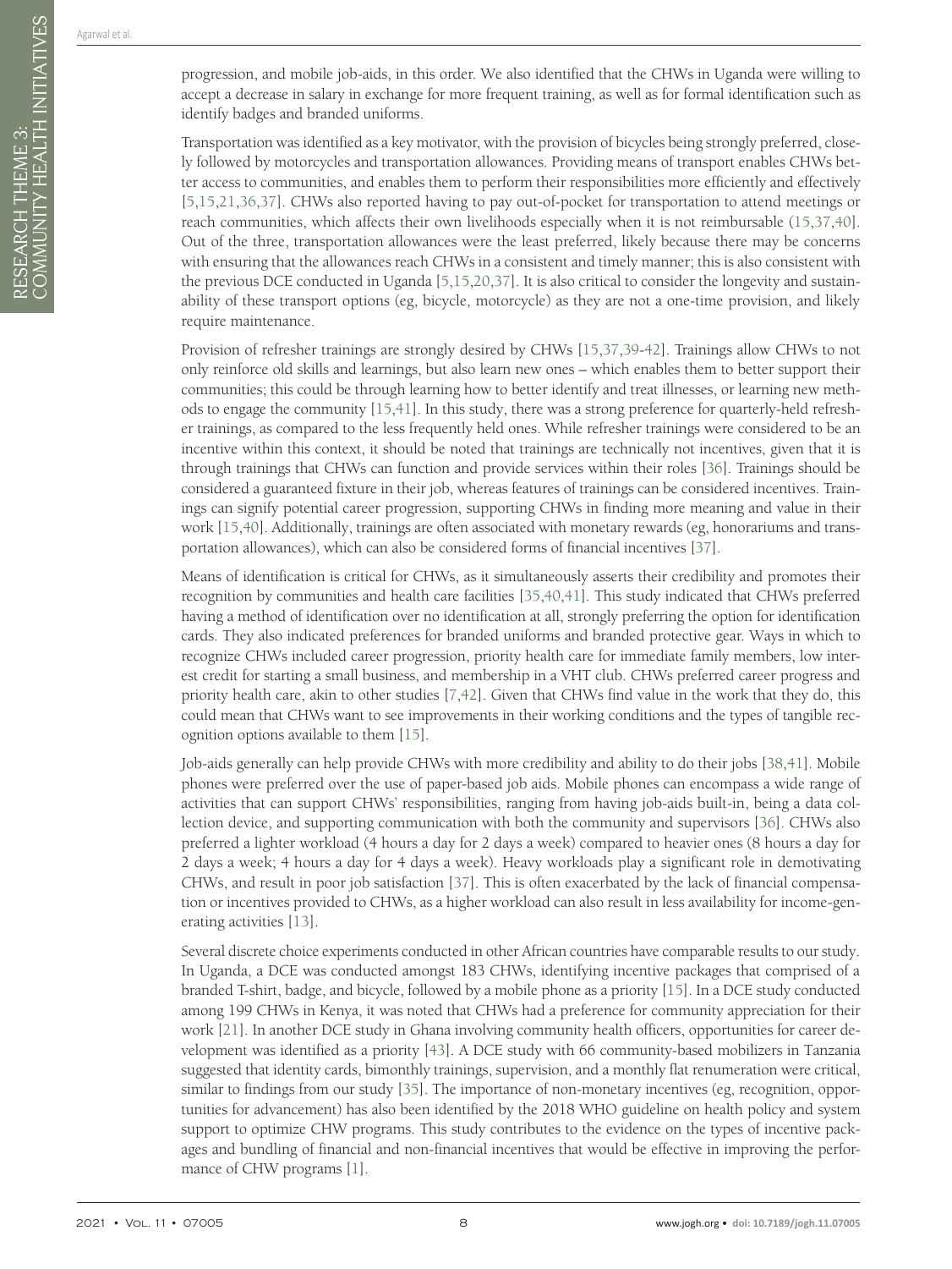progression, and mobile job-aids, in this order. We also identified that the CHWs in Uganda were willing to accept a decrease in salary in exchange for more frequent training, as well as for formal identification such as identify badges and branded uniforms.

Transportation was identified as a key motivator, with the provision of bicycles being strongly preferred, closely followed by motorcycles and transportation allowances. Providing means of transport enables CHWs better access to communities, and enables them to perform their responsibilities more efficiently and effectively [5,15,21,36,37]. CHWs also reported having to pay out-of-pocket for transportation to attend meetings or reach communities, which affects their own livelihoods especially when it is not reimbursable (15,37,40]. Out of the three, transportation allowances were the least preferred, likely because there may be concerns with ensuring that the allowances reach CHWs in a consistent and timely manner; this is also consistent with the previous DCE conducted in Uganda [5,15,20,37]. It is also critical to consider the longevity and sustainability of these transport options (eg, bicycle, motorcycle) as they are not a one-time provision, and likely require maintenance.

Provision of refresher trainings are strongly desired by CHWs [15,37,39-42]. Trainings allow CHWs to not only reinforce old skills and learnings, but also learn new ones – which enables them to better support their communities; this could be through learning how to better identify and treat illnesses, or learning new methods to engage the community [15,41]. In this study, there was a strong preference for quarterly-held refresher trainings, as compared to the less frequently held ones. While refresher trainings were considered to be an incentive within this context, it should be noted that trainings are technically not incentives, given that it is through trainings that CHWs can function and provide services within their roles [36]. Trainings should be considered a guaranteed fixture in their job, whereas features of trainings can be considered incentives. Trainings can signify potential career progression, supporting CHWs in finding more meaning and value in their work [15,40]. Additionally, trainings are often associated with monetary rewards (eg, honorariums and transportation allowances), which can also be considered forms of financial incentives [37].

Means of identification is critical for CHWs, as it simultaneously asserts their credibility and promotes their recognition by communities and health care facilities [35,40,41]. This study indicated that CHWs preferred having a method of identification over no identification at all, strongly preferring the option for identification cards. They also indicated preferences for branded uniforms and branded protective gear. Ways in which to recognize CHWs included career progression, priority health care for immediate family members, low interest credit for starting a small business, and membership in a VHT club. CHWs preferred career progress and priority health care, akin to other studies [7,42]. Given that CHWs find value in the work that they do, this could mean that CHWs want to see improvements in their working conditions and the types of tangible recognition options available to them [15].

Job-aids generally can help provide CHWs with more credibility and ability to do their jobs [38,41]. Mobile phones were preferred over the use of paper-based job aids. Mobile phones can encompass a wide range of activities that can support CHWs' responsibilities, ranging from having job-aids built-in, being a data collection device, and supporting communication with both the community and supervisors [36]. CHWs also preferred a lighter workload (4 hours a day for 2 days a week) compared to heavier ones (8 hours a day for 2 days a week; 4 hours a day for 4 days a week). Heavy workloads play a significant role in demotivating CHWs, and result in poor job satisfaction [37]. This is often exacerbated by the lack of financial compensation or incentives provided to CHWs, as a higher workload can also result in less availability for income-generating activities [13].

Several discrete choice experiments conducted in other African countries have comparable results to our study. In Uganda, a DCE was conducted amongst 183 CHWs, identifying incentive packages that comprised of a branded T-shirt, badge, and bicycle, followed by a mobile phone as a priority [15]. In a DCE study conducted among 199 CHWs in Kenya, it was noted that CHWs had a preference for community appreciation for their work [21]. In another DCE study in Ghana involving community health officers, opportunities for career development was identified as a priority [43]. A DCE study with 66 community-based mobilizers in Tanzania suggested that identity cards, bimonthly trainings, supervision, and a monthly flat renumeration were critical, similar to findings from our study [35]. The importance of non-monetary incentives (eg, recognition, opportunities for advancement) has also been identified by the 2018 WHO guideline on health policy and system support to optimize CHW programs. This study contributes to the evidence on the types of incentive packages and bundling of financial and non-financial incentives that would be effective in improving the performance of CHW programs [1].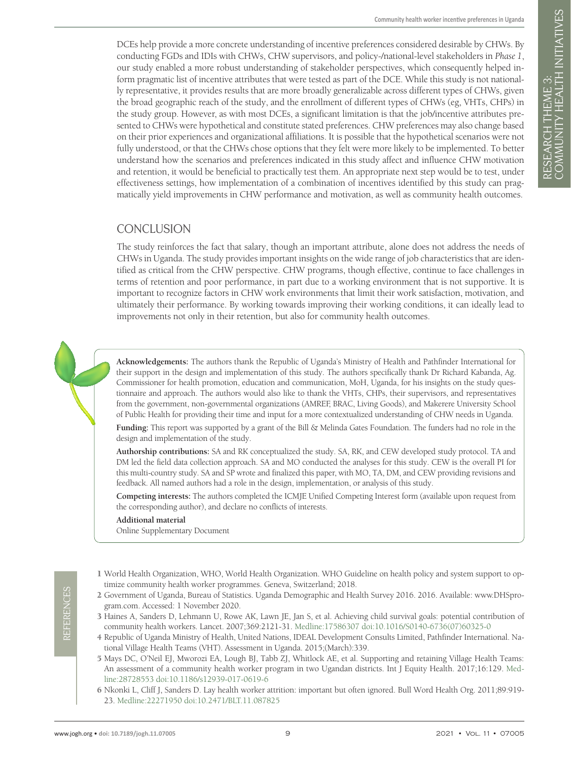DCEs help provide a more concrete understanding of incentive preferences considered desirable by CHWs. By conducting FGDs and IDIs with CHWs, CHW supervisors, and policy-/national-level stakeholders in *Phase 1*, our study enabled a more robust understanding of stakeholder perspectives, which consequently helped inform pragmatic list of incentive attributes that were tested as part of the DCE. While this study is not nationally representative, it provides results that are more broadly generalizable across different types of CHWs, given the broad geographic reach of the study, and the enrollment of different types of CHWs (eg, VHTs, CHPs) in the study group. However, as with most DCEs, a significant limitation is that the job/incentive attributes presented to CHWs were hypothetical and constitute stated preferences. CHW preferences may also change based on their prior experiences and organizational affiliations. It is possible that the hypothetical scenarios were not fully understood, or that the CHWs chose options that they felt were more likely to be implemented. To better understand how the scenarios and preferences indicated in this study affect and influence CHW motivation and retention, it would be beneficial to practically test them. An appropriate next step would be to test, under effectiveness settings, how implementation of a combination of incentives identified by this study can pragmatically yield improvements in CHW performance and motivation, as well as community health outcomes.

## CONCLUSION

The study reinforces the fact that salary, though an important attribute, alone does not address the needs of CHWs in Uganda. The study provides important insights on the wide range of job characteristics that are identified as critical from the CHW perspective. CHW programs, though effective, continue to face challenges in terms of retention and poor performance, in part due to a working environment that is not supportive. It is important to recognize factors in CHW work environments that limit their work satisfaction, motivation, and ultimately their performance. By working towards improving their working conditions, it can ideally lead to improvements not only in their retention, but also for community health outcomes.

**Acknowledgements:** The authors thank the Republic of Uganda's Ministry of Health and Pathfinder International for their support in the design and implementation of this study. The authors specifically thank Dr Richard Kabanda, Ag. Commissioner for health promotion, education and communication, MoH, Uganda, for his insights on the study questionnaire and approach. The authors would also like to thank the VHTs, CHPs, their supervisors, and representatives from the government, non-governmental organizations (AMREF, BRAC, Living Goods), and Makerere University School of Public Health for providing their time and input for a more contextualized understanding of CHW needs in Uganda.

**Funding:** This report was supported by a grant of the Bill & Melinda Gates Foundation. The funders had no role in the design and implementation of the study.

**Authorship contributions:** SA and RK conceptualized the study. SA, RK, and CEW developed study protocol. TA and DM led the field data collection approach. SA and MO conducted the analyses for this study. CEW is the overall PI for this multi-country study. SA and SP wrote and finalized this paper, with MO, TA, DM, and CEW providing revisions and feedback. All named authors had a role in the design, implementation, or analysis of this study.

**Competing interests:** The authors completed the ICMJE Unified Competing Interest form (available upon request from the corresponding author), and declare no conflicts of interests.

**Additional material**

Online Supplementary Document

## REFERENCES

1 World Health Organization, WHO, World Health Organization. WHO Guideline on health policy and system support to optimize community health worker programmes. Geneva, Switzerland; 2018.

2 Government of Uganda, Bureau of Statistics. Uganda Demographic and Health Survey 2016. 2016. Available: www.DHSprogram.com. Accessed: 1 November 2020.

3 Haines A, Sanders D, Lehmann U, Rowe AK, Lawn JE, Jan S, et al. Achieving child survival goals: potential contribution of community health workers. Lancet. 2007;369:2121-31. Medline:17586307 doi:10.1016/S0140-6736(07)60325-0

4 Republic of Uganda Ministry of Health, United Nations, IDEAL Development Consults Limited, Pathfinder International. National Village Health Teams (VHT). Assessment in Uganda. 2015;(March):339.

5 Mays DC, O'Neil EJ, Mworozi EA, Lough BJ, Tabb ZJ, Whitlock AE, et al. Supporting and retaining Village Health Teams: An assessment of a community health worker program in two Ugandan districts. Int J Equity Health. 2017;16:129. Medline:28728553 doi:10.1186/s12939-017-0619-6

6 Nkonki L, Cliff J, Sanders D. Lay health worker attrition: important but often ignored. Bull Word Health Org. 2011;89:919-23. Medline:22271950 doi:10.2471/BLT.11.087825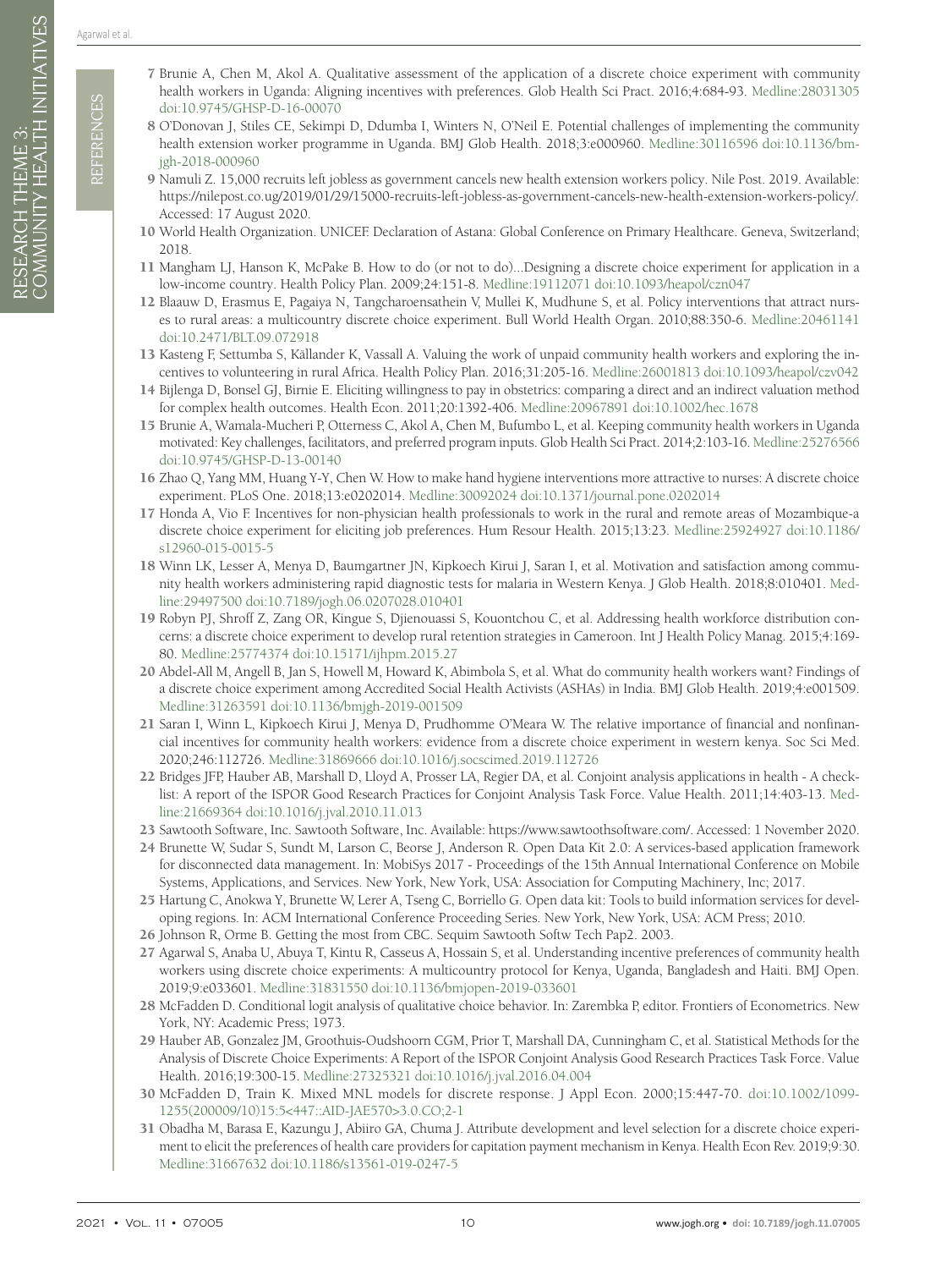7 Brunie A, Chen M, Akol A. Qualitative assessment of the application of a discrete choice experiment with community health workers in Uganda: Aligning incentives with preferences. Glob Health Sci Pract. 2016;4:684-93. Medline:28031305 doi:10.9745/GHSP-D-16-00070

8 O'Donovan J, Stiles CE, Sekimpi D, Ddumba I, Winters N, O'Neil E. Potential challenges of implementing the community health extension worker programme in Uganda. BMJ Glob Health. 2018;3:e000960. Medline:30116596 doi:10.1136/bmjgh-2018-000960

9 Namuli Z. 15,000 recruits left jobless as government cancels new health extension workers policy. Nile Post. 2019. Available: https://nilepost.co.ug/2019/01/29/15000-recruits-left-jobless-as-government-cancels-new-health-extension-workers-policy/. Accessed: 17 August 2020.

10 World Health Organization. UNICEF. Declaration of Astana: Global Conference on Primary Healthcare. Geneva, Switzerland; 2018.

11 Mangham LJ, Hanson K, McPake B. How to do (or not to do)...Designing a discrete choice experiment for application in a low-income country. Health Policy Plan. 2009;24:151-8. Medline:19112071 doi:10.1093/heapol/czn047

12 Blaauw D, Erasmus E, Pagaiya N, Tangcharoensathein V, Mullei K, Mudhune S, et al. Policy interventions that attract nurses to rural areas: a multicountry discrete choice experiment. Bull World Health Organ. 2010;88:350-6. Medline:20461141 doi:10.2471/BLT.09.072918

13 Kasteng F, Settumba S, Källander K, Vassall A. Valuing the work of unpaid community health workers and exploring the incentives to volunteering in rural Africa. Health Policy Plan. 2016;31:205-16. Medline:26001813 doi:10.1093/heapol/czv042

14 Bijlenga D, Bonsel GJ, Birnie E. Eliciting willingness to pay in obstetrics: comparing a direct and an indirect valuation method for complex health outcomes. Health Econ. 2011;20:1392-406. Medline:20967891 doi:10.1002/hec.1678

15 Brunie A, Wamala-Mucheri P, Otterness C, Akol A, Chen M, Bufumbo L, et al. Keeping community health workers in Uganda motivated: Key challenges, facilitators, and preferred program inputs. Glob Health Sci Pract. 2014;2:103-16. Medline:25276566 doi:10.9745/GHSP-D-13-00140

16 Zhao Q, Yang MM, Huang Y-Y, Chen W. How to make hand hygiene interventions more attractive to nurses: A discrete choice experiment. PLoS One. 2018;13:e0202014. Medline:30092024 doi:10.1371/journal.pone.0202014

17 Honda A, Vio F. Incentives for non-physician health professionals to work in the rural and remote areas of Mozambique-a discrete choice experiment for eliciting job preferences. Hum Resour Health. 2015;13:23. Medline:25924927 doi:10.1186/s12960-015-0015-5

18 Winn LK, Lesser A, Menya D, Baumgartner JN, Kipkoech Kirui J, Saran I, et al. Motivation and satisfaction among community health workers administering rapid diagnostic tests for malaria in Western Kenya. J Glob Health. 2018;8:010401. Medline:29497500 doi:10.7189/jogh.06.0207028.010401

19 Robyn PJ, Shroff Z, Zang OR, Kingue S, Djienouassi S, Kouontchou C, et al. Addressing health workforce distribution concerns: a discrete choice experiment to develop rural retention strategies in Cameroon. Int J Health Policy Manag. 2015;4:169-80. Medline:25774374 doi:10.15171/ijhpm.2015.27

20 Abdel-All M, Angell B, Jan S, Howell M, Howard K, Abimbola S, et al. What do community health workers want? Findings of a discrete choice experiment among Accredited Social Health Activists (ASHAs) in India. BMJ Glob Health. 2019;4:e001509. Medline:31263591 doi:10.1136/bmjgh-2019-001509

21 Saran I, Winn L, Kipkoech Kirui J, Menya D, Prudhomme O'Meara W. The relative importance of financial and nonfinancial incentives for community health workers: evidence from a discrete choice experiment in western kenya. Soc Sci Med. 2020;246:112726. Medline:31869666 doi:10.1016/j.socscimed.2019.112726

22 Bridges JFP, Hauber AB, Marshall D, Lloyd A, Prosser LA, Regier DA, et al. Conjoint analysis applications in health - A checklist: A report of the ISPOR Good Research Practices for Conjoint Analysis Task Force. Value Health. 2011;14:403-13. Medline:21669364 doi:10.1016/j.jval.2010.11.013

23 Sawtooth Software, Inc. Sawtooth Software, Inc. Available: https://www.sawtoothsoftware.com/. Accessed: 1 November 2020.

24 Brunette W, Sudar S, Sundt M, Larson C, Beorse J, Anderson R. Open Data Kit 2.0: A services-based application framework for disconnected data management. In: MobiSys 2017 - Proceedings of the 15th Annual International Conference on Mobile Systems, Applications, and Services. New York, New York, USA: Association for Computing Machinery, Inc; 2017.

25 Hartung C, Anokwa Y, Brunette W, Lerer A, Tseng C, Borriello G. Open data kit: Tools to build information services for developing regions. In: ACM International Conference Proceeding Series. New York, New York, USA: ACM Press; 2010.

26 Johnson R, Orme B. Getting the most from CBC. Sequim Sawtooth Softw Tech Pap2. 2003.

27 Agarwal S, Anaba U, Abuya T, Kintu R, Casseus A, Hossain S, et al. Understanding incentive preferences of community health workers using discrete choice experiments: A multicountry protocol for Kenya, Uganda, Bangladesh and Haiti. BMJ Open. 2019;9:e033601. Medline:31831550 doi:10.1136/bmjopen-2019-033601

28 McFadden D. Conditional logit analysis of qualitative choice behavior. In: Zarembka P, editor. Frontiers of Econometrics. New York, NY: Academic Press; 1973.

29 Hauber AB, Gonzalez JM, Groothuis-Oudshoorn CGM, Prior T, Marshall DA, Cunningham C, et al. Statistical Methods for the Analysis of Discrete Choice Experiments: A Report of the ISPOR Conjoint Analysis Good Research Practices Task Force. Value Health. 2016;19:300-15. Medline:27325321 doi:10.1016/j.jval.2016.04.004

30 McFadden D, Train K. Mixed MNL models for discrete response. J Appl Econ. 2000;15:447-70. doi:10.1002/1099-1255(200009/10)15:5<447::AID-JAE570>3.0.CO;2-1

31 Obadha M, Barasa E, Kazungu J, Abiiro GA, Chuma J. Attribute development and level selection for a discrete choice experiment to elicit the preferences of health care providers for capitation payment mechanism in Kenya. Health Econ Rev. 2019;9:30. Medline:31667632 doi:10.1186/s13561-019-0247-5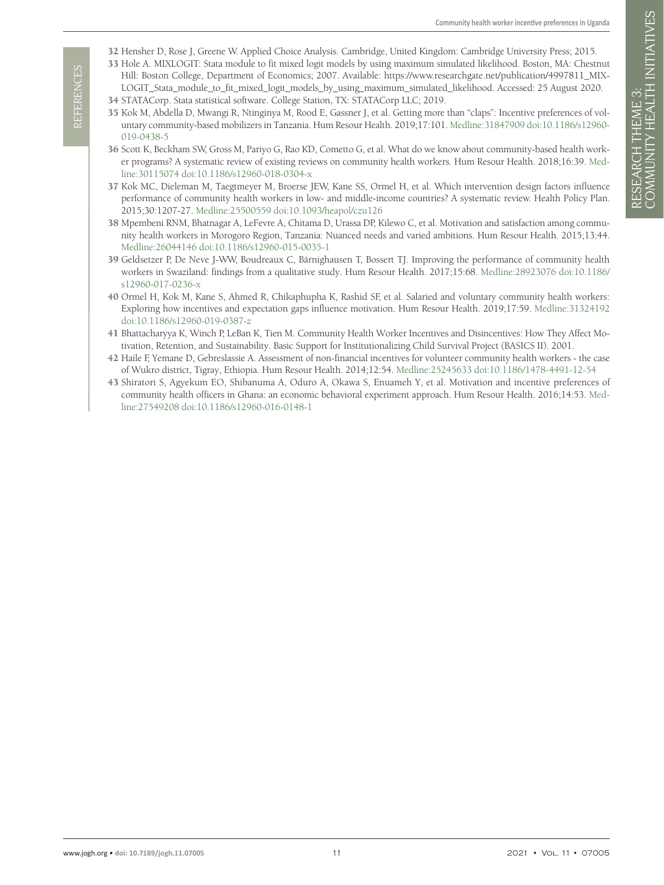32 Hensher D, Rose J, Greene W. Applied Choice Analysis. Cambridge, United Kingdom: Cambridge University Press; 2015.

33 Hole A. MIXLOGIT: Stata module to fit mixed logit models by using maximum simulated likelihood. Boston, MA: Chestnut Hill: Boston College, Department of Economics; 2007. Available: https://www.researchgate.net/publication/4997811_MIXLOGIT_Stata_module_to_fit_mixed_logit_models_by_using_maximum_simulated_likelihood. Accessed: 25 August 2020.

34 STATACorp. Stata statistical software. College Station, TX: STATACorp LLC; 2019.

35 Kok M, Abdella D, Mwangi R, Ntinginya M, Rood E, Gassner J, et al. Getting more than "claps": Incentive preferences of voluntary community-based mobilizers in Tanzania. Hum Resour Health. 2019;17:101. Medline:31847909 doi:10.1186/s12960-019-0438-5

36 Scott K, Beckham SW, Gross M, Pariyo G, Rao KD, Cometto G, et al. What do we know about community-based health worker programs? A systematic review of existing reviews on community health workers. Hum Resour Health. 2018;16:39. Medline:30115074 doi:10.1186/s12960-018-0304-x

37 Kok MC, Dieleman M, Taegtmeyer M, Broerse JEW, Kane SS, Ormel H, et al. Which intervention design factors influence performance of community health workers in low- and middle-income countries? A systematic review. Health Policy Plan. 2015;30:1207-27. Medline:25500559 doi:10.1093/heapol/czu126

38 Mpembeni RNM, Bhatnagar A, LeFevre A, Chitama D, Urassa DP, Kilewo C, et al. Motivation and satisfaction among community health workers in Morogoro Region, Tanzania: Nuanced needs and varied ambitions. Hum Resour Health. 2015;13:44. Medline:26044146 doi:10.1186/s12960-015-0035-1

39 Geldsetzer P, De Neve J-WW, Boudreaux C, Bärnighausen T, Bossert TJ. Improving the performance of community health workers in Swaziland: findings from a qualitative study. Hum Resour Health. 2017;15:68. Medline:28923076 doi:10.1186/s12960-017-0236-x

40 Ormel H, Kok M, Kane S, Ahmed R, Chikaphupha K, Rashid SF, et al. Salaried and voluntary community health workers: Exploring how incentives and expectation gaps influence motivation. Hum Resour Health. 2019;17:59. Medline:31324192 doi:10.1186/s12960-019-0387-z

41 Bhattacharyya K, Winch P, LeBan K, Tien M. Community Health Worker Incentives and Disincentives: How They Affect Motivation, Retention, and Sustainability. Basic Support for Institutionalizing Child Survival Project (BASICS II). 2001.

42 Haile F, Yemane D, Gebreslassie A. Assessment of non-financial incentives for volunteer community health workers - the case of Wukro district, Tigray, Ethiopia. Hum Resour Health. 2014;12:54. Medline:25245633 doi:10.1186/1478-4491-12-54

43 Shiratori S, Agyekum EO, Shibanuma A, Oduro A, Okawa S, Enuameh Y, et al. Motivation and incentive preferences of community health officers in Ghana: an economic behavioral experiment approach. Hum Resour Health. 2016;14:53. Medline:27549208 doi:10.1186/s12960-016-0148-1